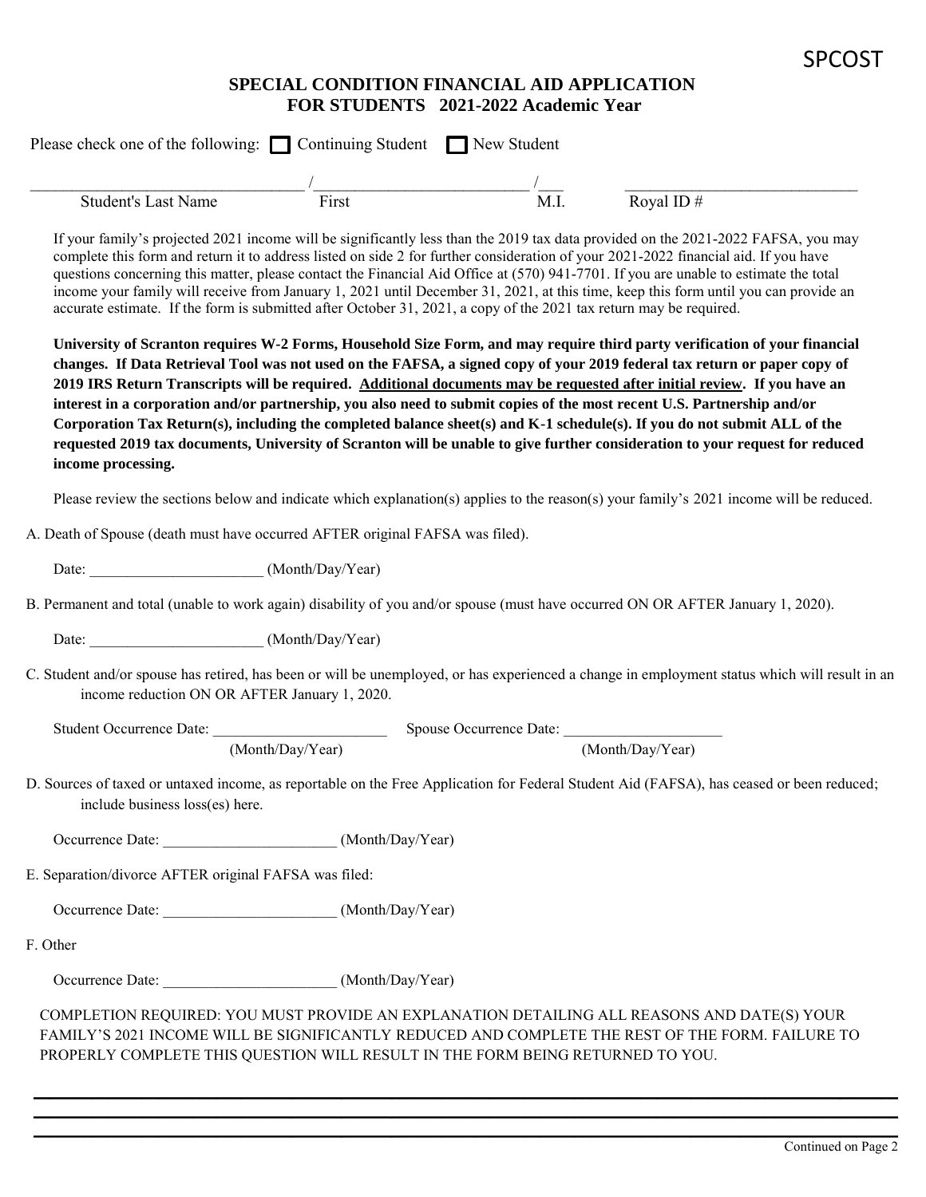SPCOST

# SPECIAL CONDITION FINANCIAL AID APPLICATION FOR STUDENTS 2021-2022 Academic Year

Please check one of the following: ☐ Continuing Student ☐ New Student

_________________________________ / __________________________ / ___ ____________________________

Student's Last Name First M.I. Royal ID #

If your family's projected 2021 income will be significantly less than the 2019 tax data provided on the 2021-2022 FAFSA, you may complete this form and return it to address listed on side 2 for further consideration of your 2021-2022 financial aid. If you have questions concerning this matter, please contact the Financial Aid Office at (570) 941-7701. If you are unable to estimate the total income your family will receive from January 1, 2021 until December 31, 2021, at this time, keep this form until you can provide an accurate estimate. If the form is submitted after October 31, 2021, a copy of the 2021 tax return may be required.

**University of Scranton requires W-2 Forms, Household Size Form, and may require third party verification of your financial changes. If Data Retrieval Tool was not used on the FAFSA, a signed copy of your 2019 federal tax return or paper copy of 2019 IRS Return Transcripts will be required. Additional documents may be requested after initial review. If you have an interest in a corporation and/or partnership, you also need to submit copies of the most recent U.S. Partnership and/or Corporation Tax Return(s), including the completed balance sheet(s) and K-1 schedule(s). If you do not submit ALL of the requested 2019 tax documents, University of Scranton will be unable to give further consideration to your request for reduced income processing.**

Please review the sections below and indicate which explanation(s) applies to the reason(s) your family's 2021 income will be reduced.

A. Death of Spouse (death must have occurred AFTER original FAFSA was filed).

Date: _______________________ (Month/Day/Year)

B. Permanent and total (unable to work again) disability of you and/or spouse (must have occurred ON OR AFTER January 1, 2020).

Date: _______________________ (Month/Day/Year)

C. Student and/or spouse has retired, has been or will be unemployed, or has experienced a change in employment status which will result in an income reduction ON OR AFTER January 1, 2020.

Student Occurrence Date: _______________________ (Month/Day/Year) Spouse Occurrence Date: _____________________ (Month/Day/Year)

D. Sources of taxed or untaxed income, as reportable on the Free Application for Federal Student Aid (FAFSA), has ceased or been reduced; include business loss(es) here.

Occurrence Date: _______________________ (Month/Day/Year)

E. Separation/divorce AFTER original FAFSA was filed:

Occurrence Date: _______________________ (Month/Day/Year)

F. Other

Occurrence Date: _______________________ (Month/Day/Year)

COMPLETION REQUIRED: YOU MUST PROVIDE AN EXPLANATION DETAILING ALL REASONS AND DATE(S) YOUR FAMILY'S 2021 INCOME WILL BE SIGNIFICANTLY REDUCED AND COMPLETE THE REST OF THE FORM. FAILURE TO PROPERLY COMPLETE THIS QUESTION WILL RESULT IN THE FORM BEING RETURNED TO YOU.

_______________________________________________________________________________

_______________________________________________________________________________

_______________________________________________________________________________

Continued on Page 2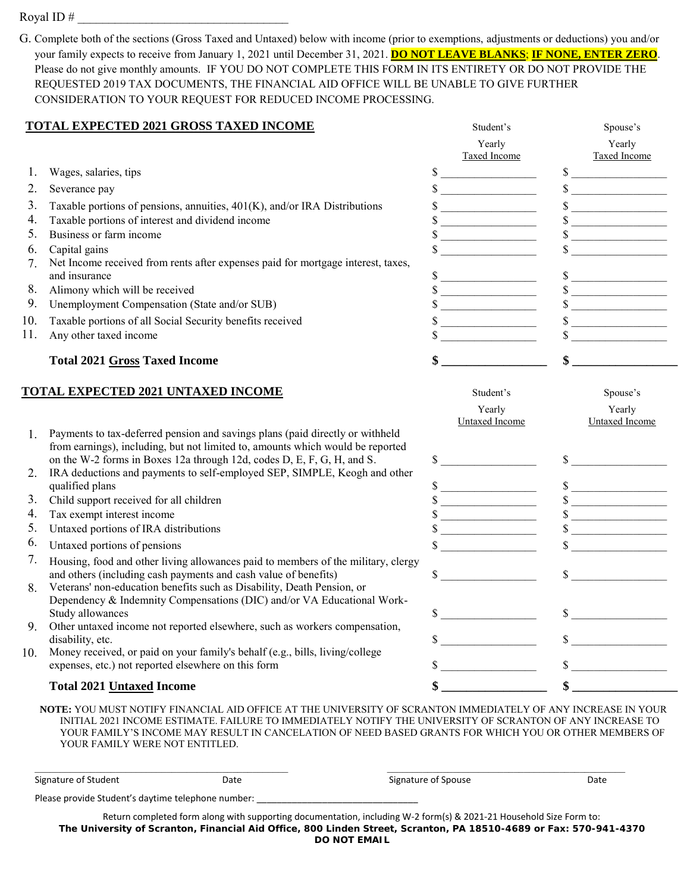Royal ID # ___________________________________

G. Complete both of the sections (Gross Taxed and Untaxed) below with income (prior to exemptions, adjustments or deductions) you and/or your family expects to receive from January 1, 2021 until December 31, 2021. **DO NOT LEAVE BLANKS**; **IF NONE, ENTER ZERO**. Please do not give monthly amounts. IF YOU DO NOT COMPLETE THIS FORM IN ITS ENTIRETY OR DO NOT PROVIDE THE REQUESTED 2019 TAX DOCUMENTS, THE FINANCIAL AID OFFICE WILL BE UNABLE TO GIVE FURTHER CONSIDERATION TO YOUR REQUEST FOR REDUCED INCOME PROCESSING.

| **TOTAL EXPECTED 2021 GROSS TAXED INCOME** | Student's Yearly Taxed Income | Spouse's Yearly Taxed Income |
|---|---|---|
| 1. Wages, salaries, tips | $ ________________ | $ ________________ |
| 2. Severance pay | $ ________________ | $ ________________ |
| 3. Taxable portions of pensions, annuities, 401(K), and/or IRA Distributions | $ ________________ | $ ________________ |
| 4. Taxable portions of interest and dividend income | $ ________________ | $ ________________ |
| 5. Business or farm income | $ ________________ | $ ________________ |
| 6. Capital gains | $ ________________ | $ ________________ |
| 7. Net Income received from rents after expenses paid for mortgage interest, taxes, and insurance | $ ________________ | $ ________________ |
| 8. Alimony which will be received | $ ________________ | $ ________________ |
| 9. Unemployment Compensation (State and/or SUB) | $ ________________ | $ ________________ |
| 10. Taxable portions of all Social Security benefits received | $ ________________ | $ ________________ |
| 11. Any other taxed income | $ ________________ | $ ________________ |
| **Total 2021 Gross Taxed Income** | **$ ________________** | **$ ________________** |

| **TOTAL EXPECTED 2021 UNTAXED INCOME** | Student's Yearly Untaxed Income | Spouse's Yearly Untaxed Income |
|---|---|---|
| 1. Payments to tax-deferred pension and savings plans (paid directly or withheld from earnings), including, but not limited to, amounts which would be reported on the W-2 forms in Boxes 12a through 12d, codes D, E, F, G, H, and S. | $ ________________ | $ ________________ |
| 2. IRA deductions and payments to self-employed SEP, SIMPLE, Keogh and other qualified plans | $ ________________ | $ ________________ |
| 3. Child support received for all children | $ ________________ | $ ________________ |
| 4. Tax exempt interest income | $ ________________ | $ ________________ |
| 5. Untaxed portions of IRA distributions | $ ________________ | $ ________________ |
| 6. Untaxed portions of pensions | $ ________________ | $ ________________ |
| 7. Housing, food and other living allowances paid to members of the military, clergy and others (including cash payments and cash value of benefits) | $ ________________ | $ ________________ |
| 8. Veterans' non-education benefits such as Disability, Death Pension, or Dependency & Indemnity Compensations (DIC) and/or VA Educational Work-Study allowances | $ ________________ | $ ________________ |
| 9. Other untaxed income not reported elsewhere, such as workers compensation, disability, etc. | $ ________________ | $ ________________ |
| 10. Money received, or paid on your family's behalf (e.g., bills, living/college expenses, etc.) not reported elsewhere on this form | $ ________________ | $ ________________ |
| **Total 2021 Untaxed Income** | **$ ________________** | **$ ________________** |

**NOTE:** YOU MUST NOTIFY FINANCIAL AID OFFICE AT THE UNIVERSITY OF SCRANTON IMMEDIATELY OF ANY INCREASE IN YOUR INITIAL 2021 INCOME ESTIMATE. FAILURE TO IMMEDIATELY NOTIFY THE UNIVERSITY OF SCRANTON OF ANY INCREASE TO YOUR FAMILY'S INCOME MAY RESULT IN CANCELATION OF NEED BASED GRANTS FOR WHICH YOU OR OTHER MEMBERS OF YOUR FAMILY WERE NOT ENTITLED.

______________________________________________ ______________________________________________

Signature of Student Date Signature of Spouse Date

Please provide Student's daytime telephone number: ________________________________

Return completed form along with supporting documentation, including W-2 form(s) & 2021-21 Household Size Form to:

**The University of Scranton, Financial Aid Office, 800 Linden Street, Scranton, PA 18510-4689 or Fax: 570-941-4370**

**DO NOT EMAIL**